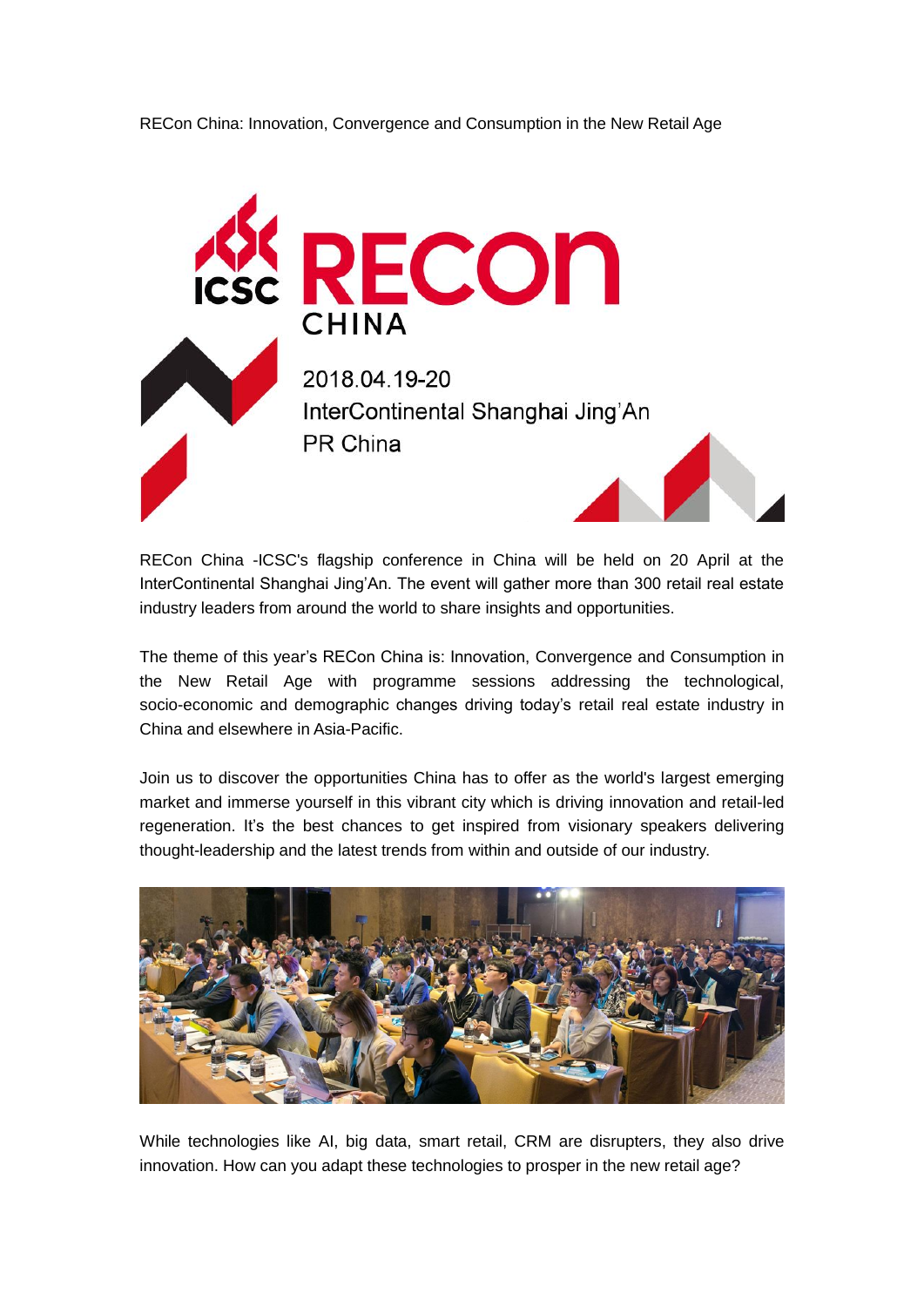RECon China: Innovation, Convergence and Consumption in the New Retail Age

ICSC RECon CHINA

2018.04.19-20

InterContinental Shanghai Jing'An

PR China

RECon China -ICSC's flagship conference in China will be held on 20 April at the InterContinental Shanghai Jing'An. The event will gather more than 300 retail real estate industry leaders from around the world to share insights and opportunities.

The theme of this year's RECon China is: Innovation, Convergence and Consumption in the New Retail Age with programme sessions addressing the technological, socio-economic and demographic changes driving today's retail real estate industry in China and elsewhere in Asia-Pacific.

Join us to discover the opportunities China has to offer as the world's largest emerging market and immerse yourself in this vibrant city which is driving innovation and retail-led regeneration. It's the best chances to get inspired from visionary speakers delivering thought-leadership and the latest trends from within and outside of our industry.

While technologies like AI, big data, smart retail, CRM are disrupters, they also drive innovation. How can you adapt these technologies to prosper in the new retail age?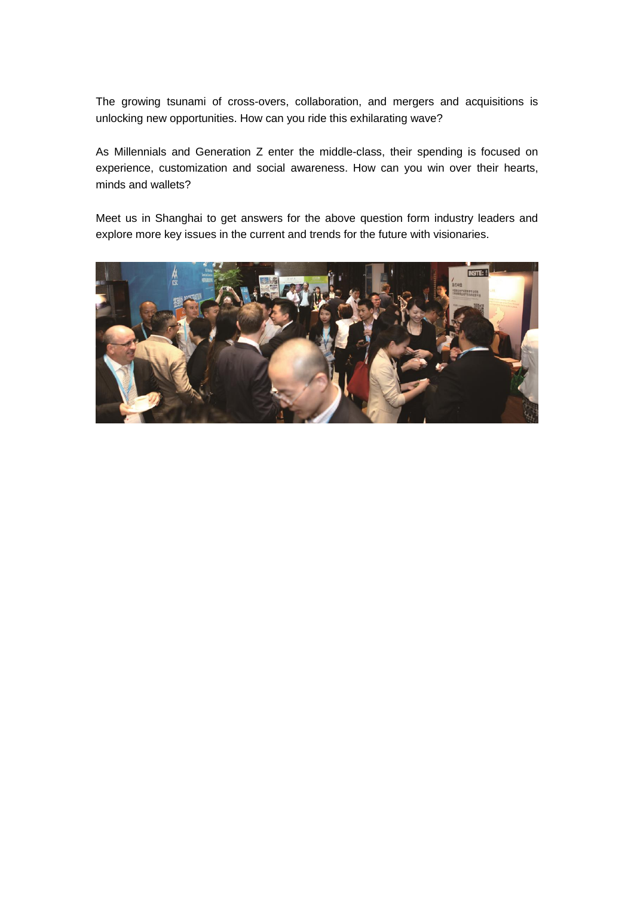The growing tsunami of cross-overs, collaboration, and mergers and acquisitions is unlocking new opportunities. How can you ride this exhilarating wave?

As Millennials and Generation Z enter the middle-class, their spending is focused on experience, customization and social awareness. How can you win over their hearts, minds and wallets?

Meet us in Shanghai to get answers for the above question form industry leaders and explore more key issues in the current and trends for the future with visionaries.